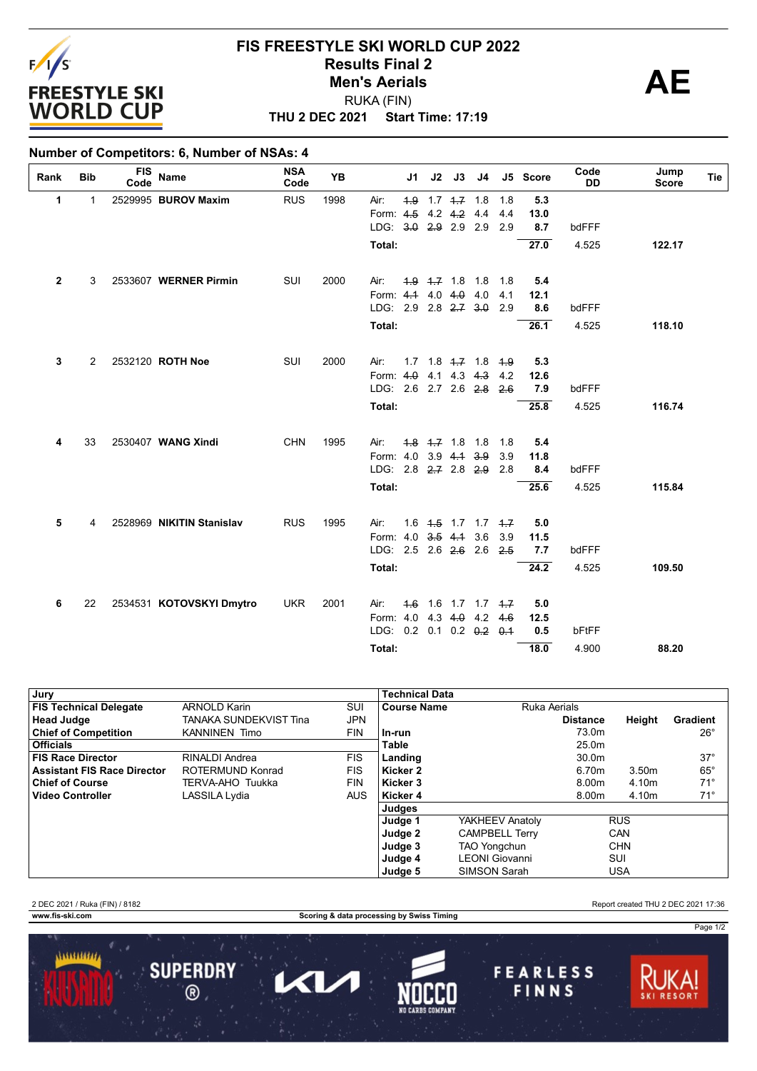# FIS FREESTYLE SKI WORLD CUP 2022

## Results Final 2

## Men's Aerials

RUKA (FIN)

**THU 2 DEC 2021 Start Time: 17:19**

**AE**

### Number of Competitors: 6, Number of NSAs: 4

| Rank | Bib | FIS Code | Name | NSA Code | YB | | J1 | J2 | J3 | J4 | J5 | Score | Code DD | Jump Score | Tie |
|---|---|---|---|---|---|---|---|---|---|---|---|---|---|---|---|
| 1 | 1 | 2529995 | **BUROV Maxim** | RUS | 1998 | Air: | ~~1.9~~ | 1.7 | ~~1.7~~ | 1.8 | 1.8 | 5.3 | | | |
| | | | | | | Form: | ~~4.5~~ | 4.2 | ~~4.2~~ | 4.4 | 4.4 | 13.0 | | | |
| | | | | | | LDG: | ~~3.0~~ | ~~2.9~~ | 2.9 | 2.9 | 2.9 | 8.7 | bdFFF | | |
| | | | | | | Total: | | | | | | 27.0 | 4.525 | 122.17 | |
| 2 | 3 | 2533607 | **WERNER Pirmin** | SUI | 2000 | Air: | ~~1.9~~ | ~~1.7~~ | 1.8 | 1.8 | 1.8 | 5.4 | | | |
| | | | | | | Form: | ~~4.1~~ | 4.0 | ~~4.0~~ | 4.0 | 4.1 | 12.1 | | | |
| | | | | | | LDG: | 2.9 | 2.8 | ~~2.7~~ | ~~3.0~~ | 2.9 | 8.6 | bdFFF | | |
| | | | | | | Total: | | | | | | 26.1 | 4.525 | 118.10 | |
| 3 | 2 | 2532120 | **ROTH Noe** | SUI | 2000 | Air: | 1.7 | 1.8 | ~~1.7~~ | 1.8 | ~~1.9~~ | 5.3 | | | |
| | | | | | | Form: | ~~4.0~~ | 4.1 | 4.3 | ~~4.3~~ | 4.2 | 12.6 | | | |
| | | | | | | LDG: | 2.6 | 2.7 | 2.6 | ~~2.8~~ | ~~2.6~~ | 7.9 | bdFFF | | |
| | | | | | | Total: | | | | | | 25.8 | 4.525 | 116.74 | |
| 4 | 33 | 2530407 | **WANG Xindi** | CHN | 1995 | Air: | ~~1.8~~ | ~~1.7~~ | 1.8 | 1.8 | 1.8 | 5.4 | | | |
| | | | | | | Form: | 4.0 | 3.9 | ~~4.1~~ | ~~3.9~~ | 3.9 | 11.8 | | | |
| | | | | | | LDG: | 2.8 | ~~2.7~~ | 2.8 | ~~2.9~~ | 2.8 | 8.4 | bdFFF | | |
| | | | | | | Total: | | | | | | 25.6 | 4.525 | 115.84 | |
| 5 | 4 | 2528969 | **NIKITIN Stanislav** | RUS | 1995 | Air: | 1.6 | ~~1.5~~ | 1.7 | 1.7 | ~~1.7~~ | 5.0 | | | |
| | | | | | | Form: | 4.0 | ~~3.5~~ | ~~4.1~~ | 3.6 | 3.9 | 11.5 | | | |
| | | | | | | LDG: | 2.5 | 2.6 | ~~2.6~~ | 2.6 | ~~2.5~~ | 7.7 | bdFFF | | |
| | | | | | | Total: | | | | | | 24.2 | 4.525 | 109.50 | |
| 6 | 22 | 2534531 | **KOTOVSKYI Dmytro** | UKR | 2001 | Air: | ~~1.6~~ | 1.6 | 1.7 | 1.7 | ~~1.7~~ | 5.0 | | | |
| | | | | | | Form: | 4.0 | 4.3 | ~~4.0~~ | 4.2 | ~~4.6~~ | 12.5 | | | |
| | | | | | | LDG: | 0.2 | 0.1 | 0.2 | ~~0.2~~ | ~~0.1~~ | 0.5 | bFtFF | | |
| | | | | | | Total: | | | | | | 18.0 | 4.900 | 88.20 | |

| Jury | | |
|---|---|---|
| **FIS Technical Delegate** | ARNOLD Karin | SUI |
| **Head Judge** | TANAKA SUNDEKVIST Tina | JPN |
| **Chief of Competition** | KANNINEN Timo | FIN |
| **Officials** | | |
| **FIS Race Director** | RINALDI Andrea | FIS |
| **Assistant FIS Race Director** | ROTERMUND Konrad | FIS |
| **Chief of Course** | TERVA-AHO Tuukka | FIN |
| **Video Controller** | LASSILA Lydia | AUS |

| Technical Data | | | |
|---|---|---|---|
| **Course Name** | Ruka Aerials | | |
| | **Distance** | **Height** | **Gradient** |
| **In-run** | 73.0m | | 26° |
| **Table** | 25.0m | | |
| **Landing** | 30.0m | | 37° |
| **Kicker 2** | 6.70m | 3.50m | 65° |
| **Kicker 3** | 8.00m | 4.10m | 71° |
| **Kicker 4** | 8.00m | 4.10m | 71° |

| Judges | | |
|---|---|---|
| **Judge 1** | YAKHEEV Anatoly | RUS |
| **Judge 2** | CAMPBELL Terry | CAN |
| **Judge 3** | TAO Yongchun | CHN |
| **Judge 4** | LEONI Giovanni | SUI |
| **Judge 5** | SIMSON Sarah | USA |

2 DEC 2021 / Ruka (FIN) / 8182

Report created THU 2 DEC 2021 17:36

www.fis-ski.com

Scoring & data processing by Swiss Timing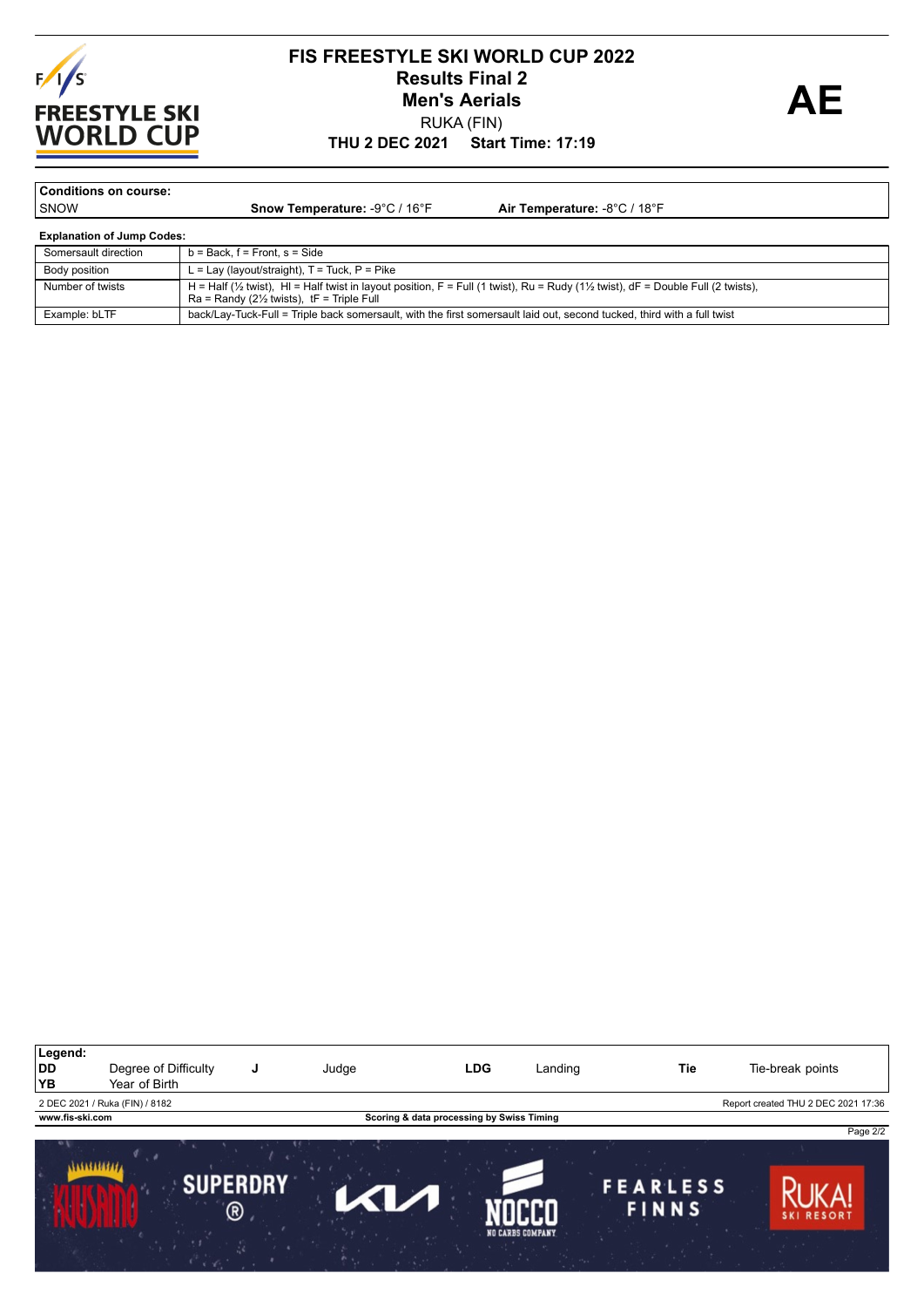# FIS FREESTYLE SKI WORLD CUP 2022

## Results Final 2

## Men's Aerials

RUKA (FIN)

**THU 2 DEC 2021 Start Time: 17:19**

**AE**

| **Conditions on course:** | | |
|---|---|---|
| SNOW | **Snow Temperature:** -9°C / 16°F | **Air Temperature:** -8°C / 18°F |

**Explanation of Jump Codes:**

| | |
|---|---|
| Somersault direction | b = Back, f = Front, s = Side |
| Body position | L = Lay (layout/straight), T = Tuck, P = Pike |
| Number of twists | H = Half (½ twist), Hl = Half twist in layout position, F = Full (1 twist), Ru = Rudy (1½ twist), dF = Double Full (2 twists), Ra = Randy (2½ twists), tF = Triple Full |
| Example: bLTF | back/Lay-Tuck-Full = Triple back somersault, with the first somersault laid out, second tucked, third with a full twist |

| **Legend:** | | | | | | | |
|---|---|---|---|---|---|---|---|
| **DD** | Degree of Difficulty | **J** | Judge | **LDG** | Landing | **Tie** | Tie-break points |
| **YB** | Year of Birth | | | | | | |

2 DEC 2021 / Ruka (FIN) / 8182

Report created THU 2 DEC 2021 17:36

www.fis-ski.com

Scoring & data processing by Swiss Timing